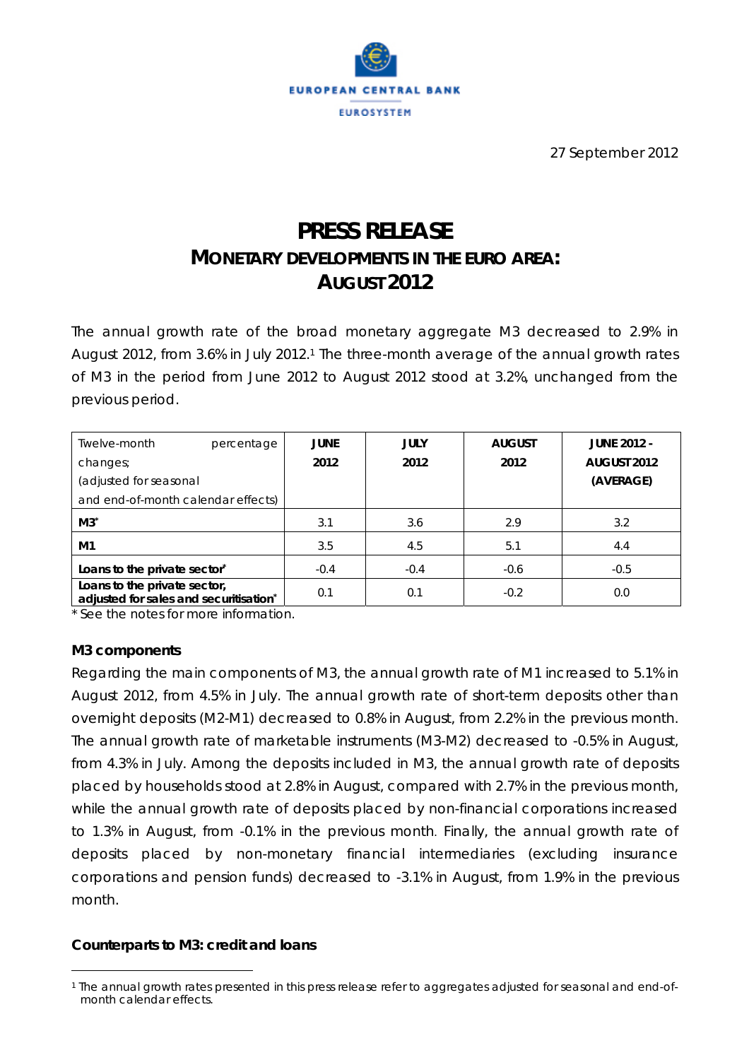27 September 2012

# PRESS RELEASE

## MONETARY DEVELOPMENTS IN THE EURO AREA: AUGUST 2012

The annual growth rate of the broad monetary aggregate M3 decreased to 2.9% in August 2012, from 3.6% in July 2012.[1] The three-month average of the annual growth rates of M3 in the period from June 2012 to August 2012 stood at 3.2%, unchanged from the previous period.

| Twelve-month percentage changes; (adjusted for seasonal and end-of-month calendar effects) | JUNE 2012 | JULY 2012 | AUGUST 2012 | JUNE 2012 - AUGUST 2012 (AVERAGE) |
|---|---|---|---|---|
| **M3*** | 3.1 | 3.6 | 2.9 | 3.2 |
| **M1** | 3.5 | 4.5 | 5.1 | 4.4 |
| **Loans to the private sector*** | -0.4 | -0.4 | -0.6 | -0.5 |
| **Loans to the private sector, adjusted for sales and securitisation*** | 0.1 | 0.1 | -0.2 | 0.0 |

\* See the notes for more information.

### M3 components

Regarding the main components of M3, the annual growth rate of M1 increased to 5.1% in August 2012, from 4.5% in July. The annual growth rate of short-term deposits other than overnight deposits (M2-M1) decreased to 0.8% in August, from 2.2% in the previous month. The annual growth rate of marketable instruments (M3-M2) decreased to -0.5% in August, from 4.3% in July. Among the deposits included in M3, the annual growth rate of deposits placed by households stood at 2.8% in August, compared with 2.7% in the previous month, while the annual growth rate of deposits placed by non-financial corporations increased to 1.3% in August, from -0.1% in the previous month. Finally, the annual growth rate of deposits placed by non-monetary financial intermediaries (excluding insurance corporations and pension funds) decreased to -3.1% in August, from 1.9% in the previous month.

### Counterparts to M3: credit and loans

[1] The annual growth rates presented in this press release refer to aggregates adjusted for seasonal and end-of-month calendar effects.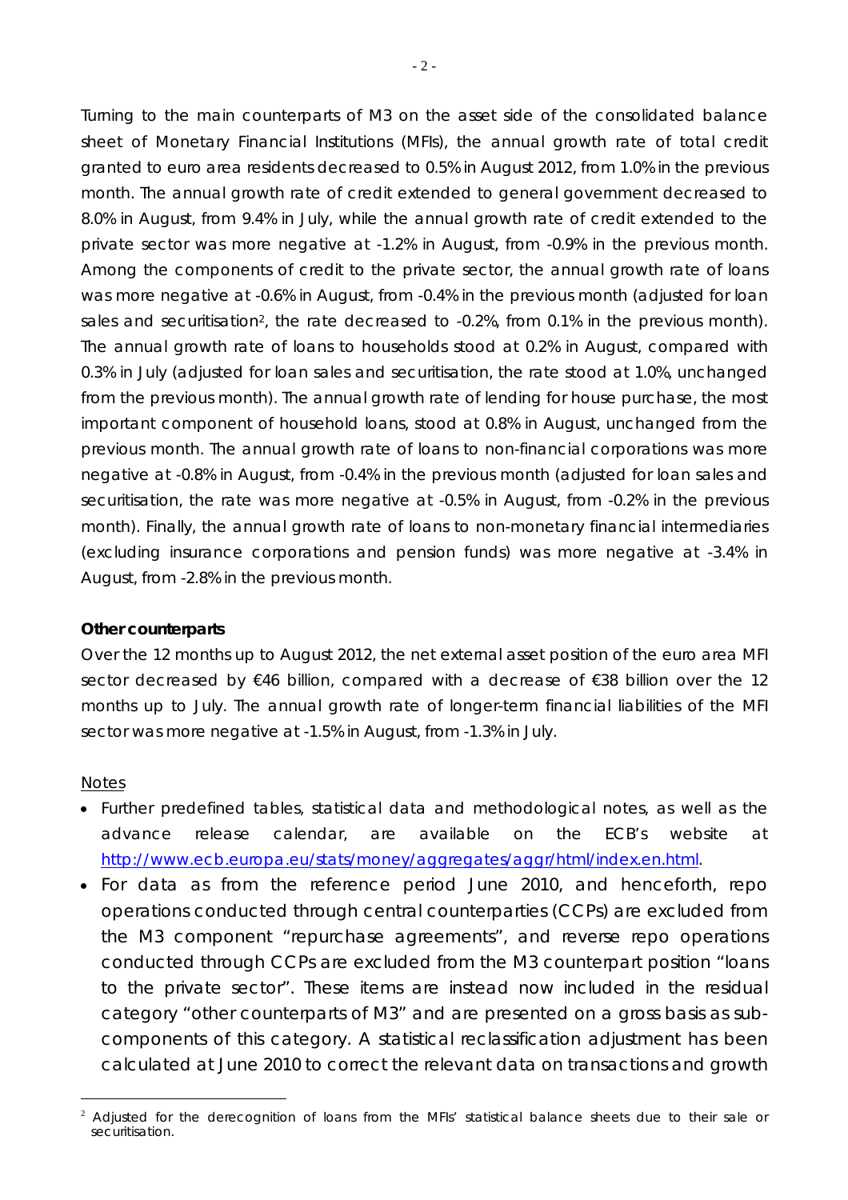Turning to the main counterparts of M3 on the asset side of the consolidated balance sheet of Monetary Financial Institutions (MFIs), the annual growth rate of total credit granted to euro area residents decreased to 0.5% in August 2012, from 1.0% in the previous month. The annual growth rate of credit extended to general government decreased to 8.0% in August, from 9.4% in July, while the annual growth rate of credit extended to the private sector was more negative at -1.2% in August, from -0.9% in the previous month. Among the components of credit to the private sector, the annual growth rate of loans was more negative at -0.6% in August, from -0.4% in the previous month (adjusted for loan sales and securitisation[2], the rate decreased to -0.2%, from 0.1% in the previous month). The annual growth rate of loans to households stood at 0.2% in August, compared with 0.3% in July (adjusted for loan sales and securitisation, the rate stood at 1.0%, unchanged from the previous month). The annual growth rate of lending for house purchase, the most important component of household loans, stood at 0.8% in August, unchanged from the previous month. The annual growth rate of loans to non-financial corporations was more negative at -0.8% in August, from -0.4% in the previous month (adjusted for loan sales and securitisation, the rate was more negative at -0.5% in August, from -0.2% in the previous month). Finally, the annual growth rate of loans to non-monetary financial intermediaries (excluding insurance corporations and pension funds) was more negative at -3.4% in August, from -2.8% in the previous month.

**Other counterparts**

Over the 12 months up to August 2012, the net external asset position of the euro area MFI sector decreased by €46 billion, compared with a decrease of €38 billion over the 12 months up to July. The annual growth rate of longer-term financial liabilities of the MFI sector was more negative at -1.5% in August, from -1.3% in July.

Notes

- Further predefined tables, statistical data and methodological notes, as well as the advance release calendar, are available on the ECB's website at http://www.ecb.europa.eu/stats/money/aggregates/aggr/html/index.en.html.
- For data as from the reference period June 2010, and henceforth, repo operations conducted through central counterparties (CCPs) are excluded from the M3 component "repurchase agreements", and reverse repo operations conducted through CCPs are excluded from the M3 counterpart position "loans to the private sector". These items are instead now included in the residual category "other counterparts of M3" and are presented on a gross basis as sub-components of this category. A statistical reclassification adjustment has been calculated at June 2010 to correct the relevant data on transactions and growth

[2] Adjusted for the derecognition of loans from the MFIs' statistical balance sheets due to their sale or securitisation.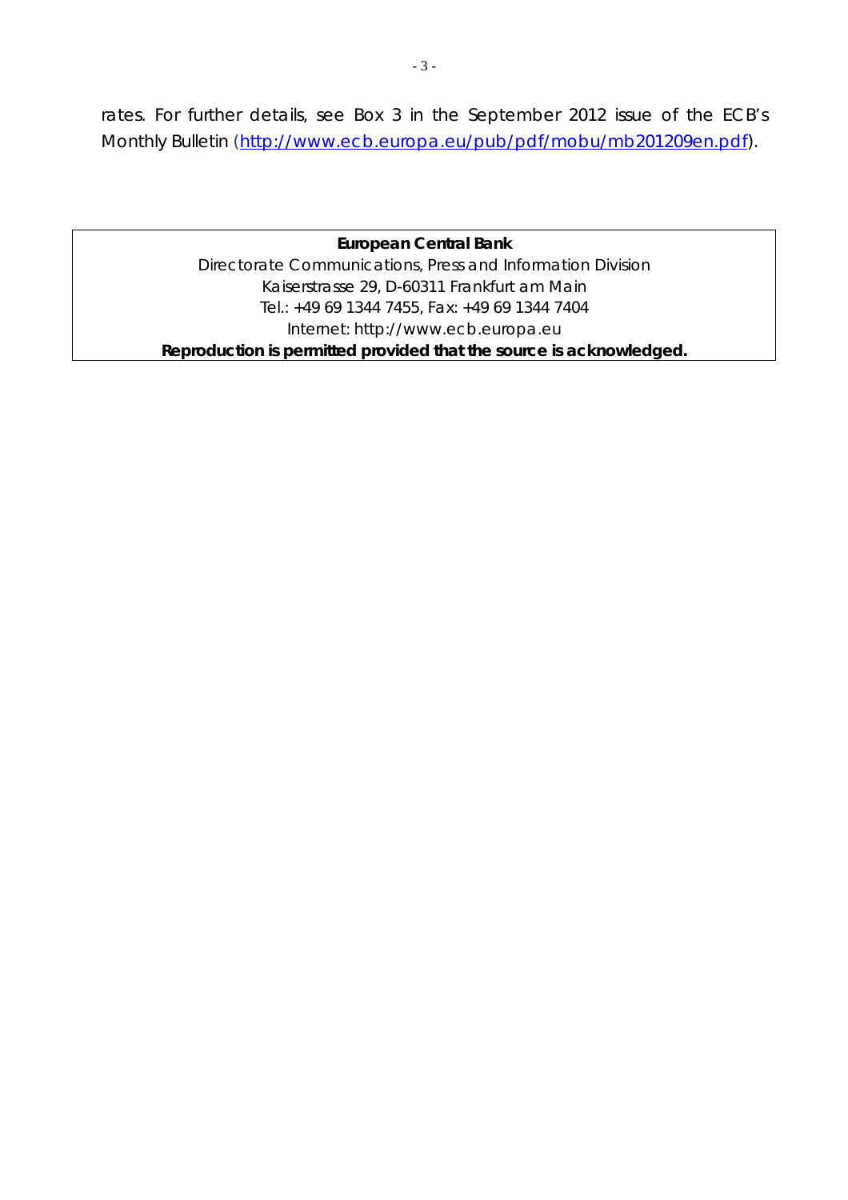rates. For further details, see Box 3 in the September 2012 issue of the ECB's Monthly Bulletin (http://www.ecb.europa.eu/pub/pdf/mobu/mb201209en.pdf).

**European Central Bank**

Directorate Communications, Press and Information Division

Kaiserstrasse 29, D-60311 Frankfurt am Main

Tel.: +49 69 1344 7455, Fax: +49 69 1344 7404

Internet: http://www.ecb.europa.eu

**Reproduction is permitted provided that the source is acknowledged.**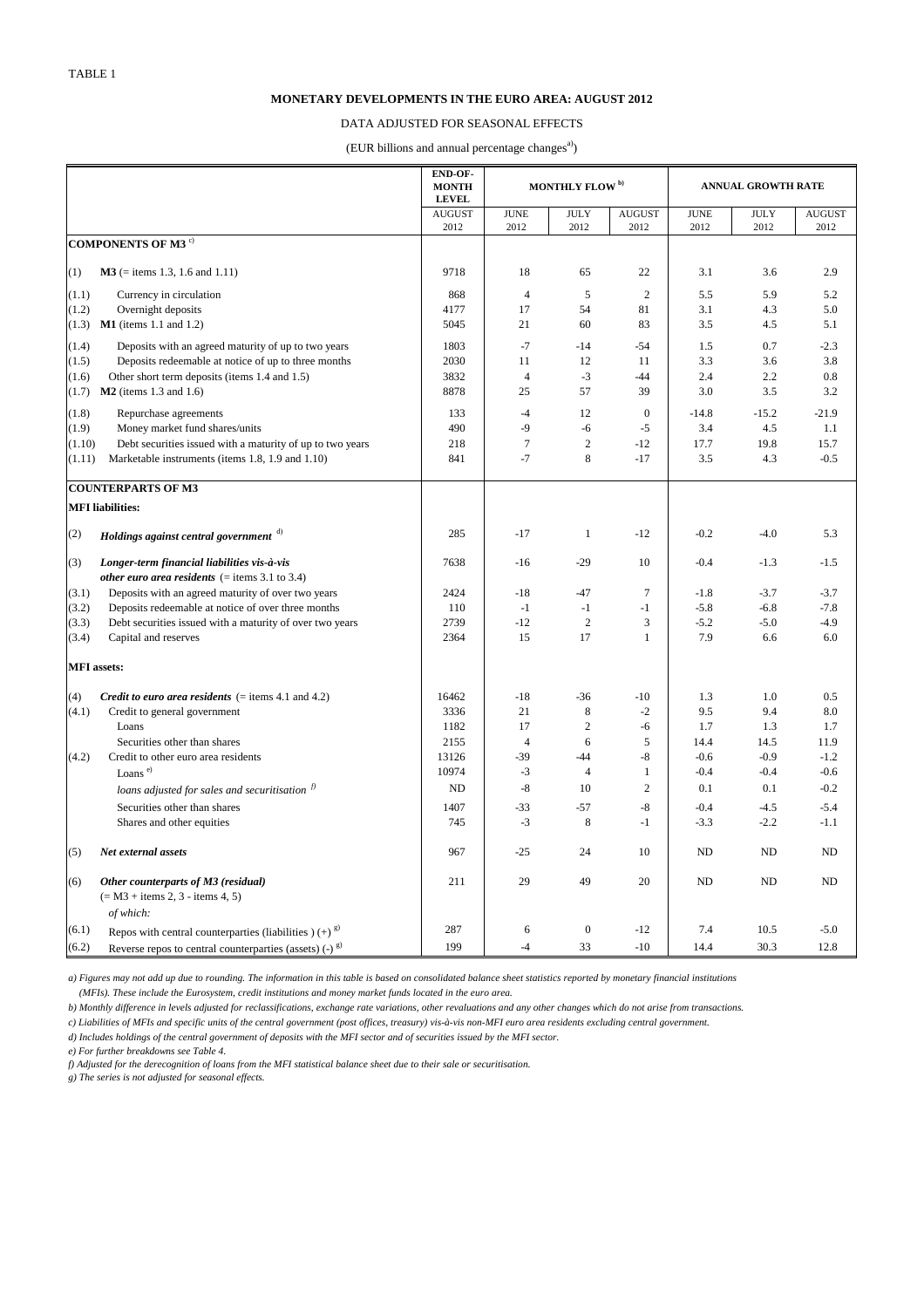TABLE 1

**MONETARY DEVELOPMENTS IN THE EURO AREA: AUGUST 2012**

DATA ADJUSTED FOR SEASONAL EFFECTS

(EUR billions and annual percentage changes[a])

| | | END-OF-MONTH LEVEL | MONTHLY FLOW [b] | | | ANNUAL GROWTH RATE | | |
|---|---|---|---|---|---|---|---|---|
| | | AUGUST 2012 | JUNE 2012 | JULY 2012 | AUGUST 2012 | JUNE 2012 | JULY 2012 | AUGUST 2012 |
| **COMPONENTS OF M3** [c] | | | | | | | | |
| (1) | **M3** (= items 1.3, 1.6 and 1.11) | 9718 | 18 | 65 | 22 | 3.1 | 3.6 | 2.9 |
| (1.1) | Currency in circulation | 868 | 4 | 5 | 2 | 5.5 | 5.9 | 5.2 |
| (1.2) | Overnight deposits | 4177 | 17 | 54 | 81 | 3.1 | 4.3 | 5.0 |
| (1.3) | **M1** (items 1.1 and 1.2) | 5045 | 21 | 60 | 83 | 3.5 | 4.5 | 5.1 |
| (1.4) | Deposits with an agreed maturity of up to two years | 1803 | -7 | -14 | -54 | 1.5 | 0.7 | -2.3 |
| (1.5) | Deposits redeemable at notice of up to three months | 2030 | 11 | 12 | 11 | 3.3 | 3.6 | 3.8 |
| (1.6) | Other short term deposits (items 1.4 and 1.5) | 3832 | 4 | -3 | -44 | 2.4 | 2.2 | 0.8 |
| (1.7) | **M2** (items 1.3 and 1.6) | 8878 | 25 | 57 | 39 | 3.0 | 3.5 | 3.2 |
| (1.8) | Repurchase agreements | 133 | -4 | 12 | 0 | -14.8 | -15.2 | -21.9 |
| (1.9) | Money market fund shares/units | 490 | -9 | -6 | -5 | 3.4 | 4.5 | 1.1 |
| (1.10) | Debt securities issued with a maturity of up to two years | 218 | 7 | 2 | -12 | 17.7 | 19.8 | 15.7 |
| (1.11) | Marketable instruments (items 1.8, 1.9 and 1.10) | 841 | -7 | 8 | -17 | 3.5 | 4.3 | -0.5 |
| **COUNTERPARTS OF M3** | | | | | | | | |
| **MFI liabilities:** | | | | | | | | |
| (2) | ***Holdings against central government*** [d] | 285 | -17 | 1 | -12 | -0.2 | -4.0 | 5.3 |
| (3) | ***Longer-term financial liabilities vis-à-vis other euro area residents*** (= items 3.1 to 3.4) | 7638 | -16 | -29 | 10 | -0.4 | -1.3 | -1.5 |
| (3.1) | Deposits with an agreed maturity of over two years | 2424 | -18 | -47 | 7 | -1.8 | -3.7 | -3.7 |
| (3.2) | Deposits redeemable at notice of over three months | 110 | -1 | -1 | -1 | -5.8 | -6.8 | -7.8 |
| (3.3) | Debt securities issued with a maturity of over two years | 2739 | -12 | 2 | 3 | -5.2 | -5.0 | -4.9 |
| (3.4) | Capital and reserves | 2364 | 15 | 17 | 1 | 7.9 | 6.6 | 6.0 |
| **MFI assets:** | | | | | | | | |
| (4) | ***Credit to euro area residents*** (= items 4.1 and 4.2) | 16462 | -18 | -36 | -10 | 1.3 | 1.0 | 0.5 |
| (4.1) | Credit to general government | 3336 | 21 | 8 | -2 | 9.5 | 9.4 | 8.0 |
| | Loans | 1182 | 17 | 2 | -6 | 1.7 | 1.3 | 1.7 |
| | Securities other than shares | 2155 | 4 | 6 | 5 | 14.4 | 14.5 | 11.9 |
| (4.2) | Credit to other euro area residents | 13126 | -39 | -44 | -8 | -0.6 | -0.9 | -1.2 |
| | Loans [e] | 10974 | -3 | 4 | 1 | -0.4 | -0.4 | -0.6 |
| | *loans adjusted for sales and securitisation* [f] | ND | -8 | 10 | 2 | 0.1 | 0.1 | -0.2 |
| | Securities other than shares | 1407 | -33 | -57 | -8 | -0.4 | -4.5 | -5.4 |
| | Shares and other equities | 745 | -3 | 8 | -1 | -3.3 | -2.2 | -1.1 |
| (5) | ***Net external assets*** | 967 | -25 | 24 | 10 | ND | ND | ND |
| (6) | ***Other counterparts of M3 (residual)*** (= M3 + items 2, 3 - items 4, 5) *of which:* | 211 | 29 | 49 | 20 | ND | ND | ND |
| (6.1) | Repos with central counterparties (liabilities ) (+) [g] | 287 | 6 | 0 | -12 | 7.4 | 10.5 | -5.0 |
| (6.2) | Reverse repos to central counterparties (assets) (-) [g] | 199 | -4 | 33 | -10 | 14.4 | 30.3 | 12.8 |

*a) Figures may not add up due to rounding. The information in this table is based on consolidated balance sheet statistics reported by monetary financial institutions (MFIs). These include the Eurosystem, credit institutions and money market funds located in the euro area.*

*b) Monthly difference in levels adjusted for reclassifications, exchange rate variations, other revaluations and any other changes which do not arise from transactions.*

*c) Liabilities of MFIs and specific units of the central government (post offices, treasury) vis-à-vis non-MFI euro area residents excluding central government.*

*d) Includes holdings of the central government of deposits with the MFI sector and of securities issued by the MFI sector.*

*e) For further breakdowns see Table 4.*

*f) Adjusted for the derecognition of loans from the MFI statistical balance sheet due to their sale or securitisation.*

*g) The series is not adjusted for seasonal effects.*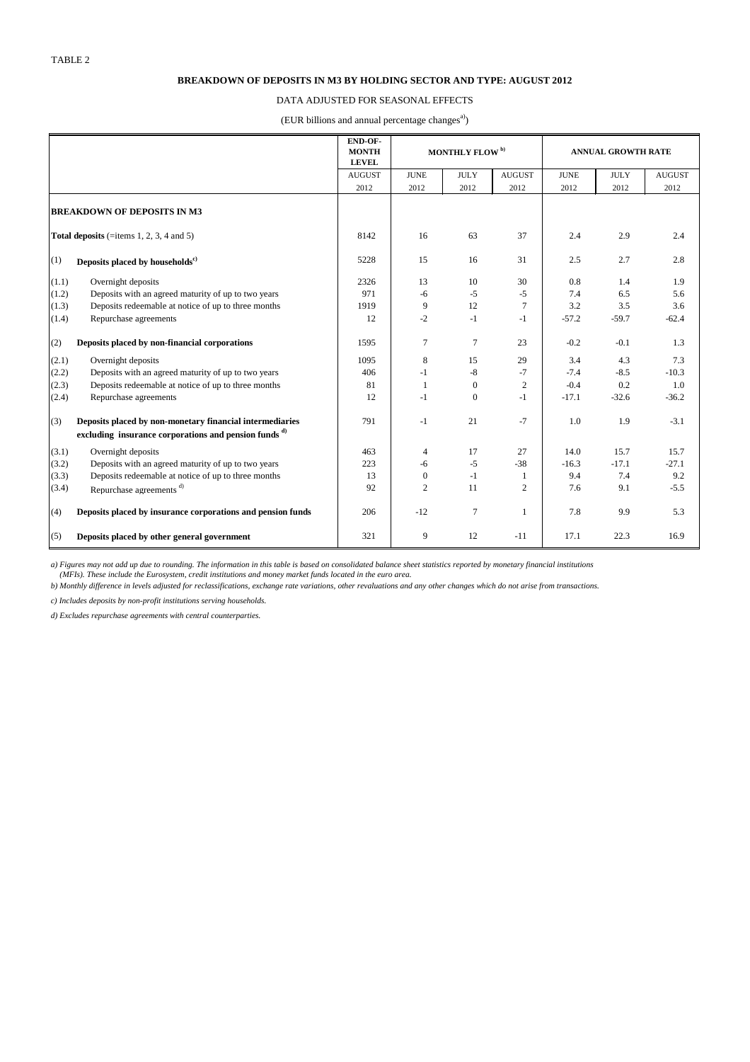TABLE 2

### BREAKDOWN OF DEPOSITS IN M3 BY HOLDING SECTOR AND TYPE: AUGUST 2012

DATA ADJUSTED FOR SEASONAL EFFECTS

(EUR billions and annual percentage changes[a])

| | | END-OF-MONTH LEVEL | MONTHLY FLOW [b] | | | ANNUAL GROWTH RATE | | |
|---|---|---|---|---|---|---|---|---|
| | | AUGUST 2012 | JUNE 2012 | JULY 2012 | AUGUST 2012 | JUNE 2012 | JULY 2012 | AUGUST 2012 |
| | **BREAKDOWN OF DEPOSITS IN M3** | | | | | | | |
| | **Total deposits** (=items 1, 2, 3, 4 and 5) | 8142 | 16 | 63 | 37 | 2.4 | 2.9 | 2.4 |
| (1) | **Deposits placed by households[c]** | 5228 | 15 | 16 | 31 | 2.5 | 2.7 | 2.8 |
| (1.1) | Overnight deposits | 2326 | 13 | 10 | 30 | 0.8 | 1.4 | 1.9 |
| (1.2) | Deposits with an agreed maturity of up to two years | 971 | -6 | -5 | -5 | 7.4 | 6.5 | 5.6 |
| (1.3) | Deposits redeemable at notice of up to three months | 1919 | 9 | 12 | 7 | 3.2 | 3.5 | 3.6 |
| (1.4) | Repurchase agreements | 12 | -2 | -1 | -1 | -57.2 | -59.7 | -62.4 |
| (2) | **Deposits placed by non-financial corporations** | 1595 | 7 | 7 | 23 | -0.2 | -0.1 | 1.3 |
| (2.1) | Overnight deposits | 1095 | 8 | 15 | 29 | 3.4 | 4.3 | 7.3 |
| (2.2) | Deposits with an agreed maturity of up to two years | 406 | -1 | -8 | -7 | -7.4 | -8.5 | -10.3 |
| (2.3) | Deposits redeemable at notice of up to three months | 81 | 1 | 0 | 2 | -0.4 | 0.2 | 1.0 |
| (2.4) | Repurchase agreements | 12 | -1 | 0 | -1 | -17.1 | -32.6 | -36.2 |
| (3) | **Deposits placed by non-monetary financial intermediaries excluding insurance corporations and pension funds [d]** | 791 | -1 | 21 | -7 | 1.0 | 1.9 | -3.1 |
| (3.1) | Overnight deposits | 463 | 4 | 17 | 27 | 14.0 | 15.7 | 15.7 |
| (3.2) | Deposits with an agreed maturity of up to two years | 223 | -6 | -5 | -38 | -16.3 | -17.1 | -27.1 |
| (3.3) | Deposits redeemable at notice of up to three months | 13 | 0 | -1 | 1 | 9.4 | 7.4 | 9.2 |
| (3.4) | Repurchase agreements [d] | 92 | 2 | 11 | 2 | 7.6 | 9.1 | -5.5 |
| (4) | **Deposits placed by insurance corporations and pension funds** | 206 | -12 | 7 | 1 | 7.8 | 9.9 | 5.3 |
| (5) | **Deposits placed by other general government** | 321 | 9 | 12 | -11 | 17.1 | 22.3 | 16.9 |

*a) Figures may not add up due to rounding. The information in this table is based on consolidated balance sheet statistics reported by monetary financial institutions (MFIs). These include the Eurosystem, credit institutions and money market funds located in the euro area.*

*b) Monthly difference in levels adjusted for reclassifications, exchange rate variations, other revaluations and any other changes which do not arise from transactions.*

*c) Includes deposits by non-profit institutions serving households.*

*d) Excludes repurchase agreements with central counterparties.*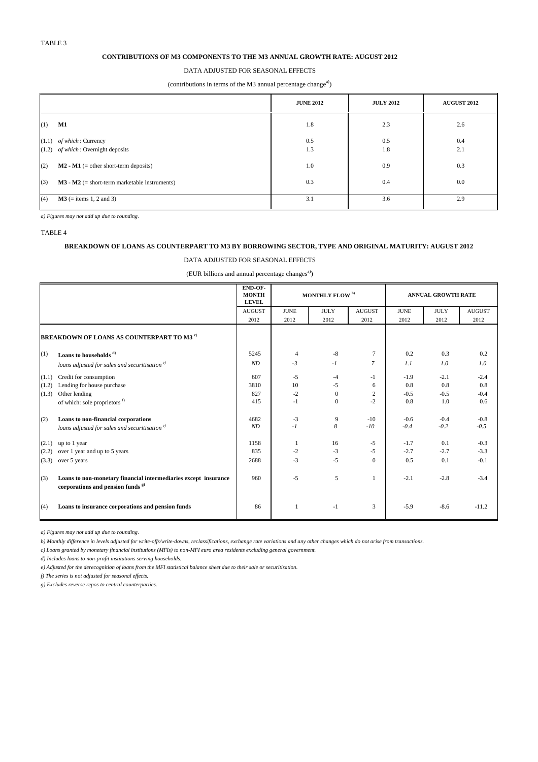TABLE 3

**CONTRIBUTIONS OF M3 COMPONENTS TO THE M3 ANNUAL GROWTH RATE: AUGUST 2012**

DATA ADJUSTED FOR SEASONAL EFFECTS

(contributions in terms of the M3 annual percentage change[a])

| | | JUNE 2012 | JULY 2012 | AUGUST 2012 |
|---|---|---|---|---|
| (1) | **M1** | 1.8 | 2.3 | 2.6 |
| (1.1) | *of which* : Currency | 0.5 | 0.5 | 0.4 |
| (1.2) | *of which* : Overnight deposits | 1.3 | 1.8 | 2.1 |
| (2) | **M2 - M1** (= other short-term deposits) | 1.0 | 0.9 | 0.3 |
| (3) | **M3 - M2** (= short-term marketable instruments) | 0.3 | 0.4 | 0.0 |
| (4) | **M3** (= items 1, 2 and 3) | 3.1 | 3.6 | 2.9 |

*a) Figures may not add up due to rounding.*

TABLE 4

**BREAKDOWN OF LOANS AS COUNTERPART TO M3 BY BORROWING SECTOR, TYPE AND ORIGINAL MATURITY: AUGUST 2012**

DATA ADJUSTED FOR SEASONAL EFFECTS

(EUR billions and annual percentage changes[a])

| | | END-OF-MONTH LEVEL | MONTHLY FLOW[b] | | | ANNUAL GROWTH RATE | | |
|---|---|---|---|---|---|---|---|---|
| | | AUGUST 2012 | JUNE 2012 | JULY 2012 | AUGUST 2012 | JUNE 2012 | JULY 2012 | AUGUST 2012 |
| **BREAKDOWN OF LOANS AS COUNTERPART TO M3[c]** | | | | | | | | |
| (1) | **Loans to households[d]** | 5245 | 4 | -8 | 7 | 0.2 | 0.3 | 0.2 |
| | *loans adjusted for sales and securitisation[e]* | *ND* | *-3* | *-1* | *7* | *1.1* | *1.0* | *1.0* |
| (1.1) | Credit for consumption | 607 | -5 | -4 | -1 | -1.9 | -2.1 | -2.4 |
| (1.2) | Lending for house purchase | 3810 | 10 | -5 | 6 | 0.8 | 0.8 | 0.8 |
| (1.3) | Other lending | 827 | -2 | 0 | 2 | -0.5 | -0.5 | -0.4 |
| | of which: sole proprietors[f] | 415 | -1 | 0 | -2 | 0.8 | 1.0 | 0.6 |
| (2) | **Loans to non-financial corporations** | 4682 | -3 | 9 | -10 | -0.6 | -0.4 | -0.8 |
| | *loans adjusted for sales and securitisation[e]* | *ND* | *-1* | *8* | *-10* | *-0.4* | *-0.2* | *-0.5* |
| (2.1) | up to 1 year | 1158 | 1 | 16 | -5 | -1.7 | 0.1 | -0.3 |
| (2.2) | over 1 year and up to 5 years | 835 | -2 | -3 | -5 | -2.7 | -2.7 | -3.3 |
| (3.3) | over 5 years | 2688 | -3 | -5 | 0 | 0.5 | 0.1 | -0.1 |
| (3) | **Loans to non-monetary financial intermediaries except insurance corporations and pension funds[g]** | 960 | -5 | 5 | 1 | -2.1 | -2.8 | -3.4 |
| (4) | **Loans to insurance corporations and pension funds** | 86 | 1 | -1 | 3 | -5.9 | -8.6 | -11.2 |

*a) Figures may not add up due to rounding.*

*b) Monthly difference in levels adjusted for write-offs/write-downs, reclassifications, exchange rate variations and any other changes which do not arise from transactions.*

*c) Loans granted by monetary financial institutions (MFIs) to non-MFI euro area residents excluding general government.*

*d) Includes loans to non-profit institutions serving households.*

*e) Adjusted for the derecognition of loans from the MFI statistical balance sheet due to their sale or securitisation.*

*f) The series is not adjusted for seasonal effects.*

*g) Excludes reverse repos to central counterparties.*